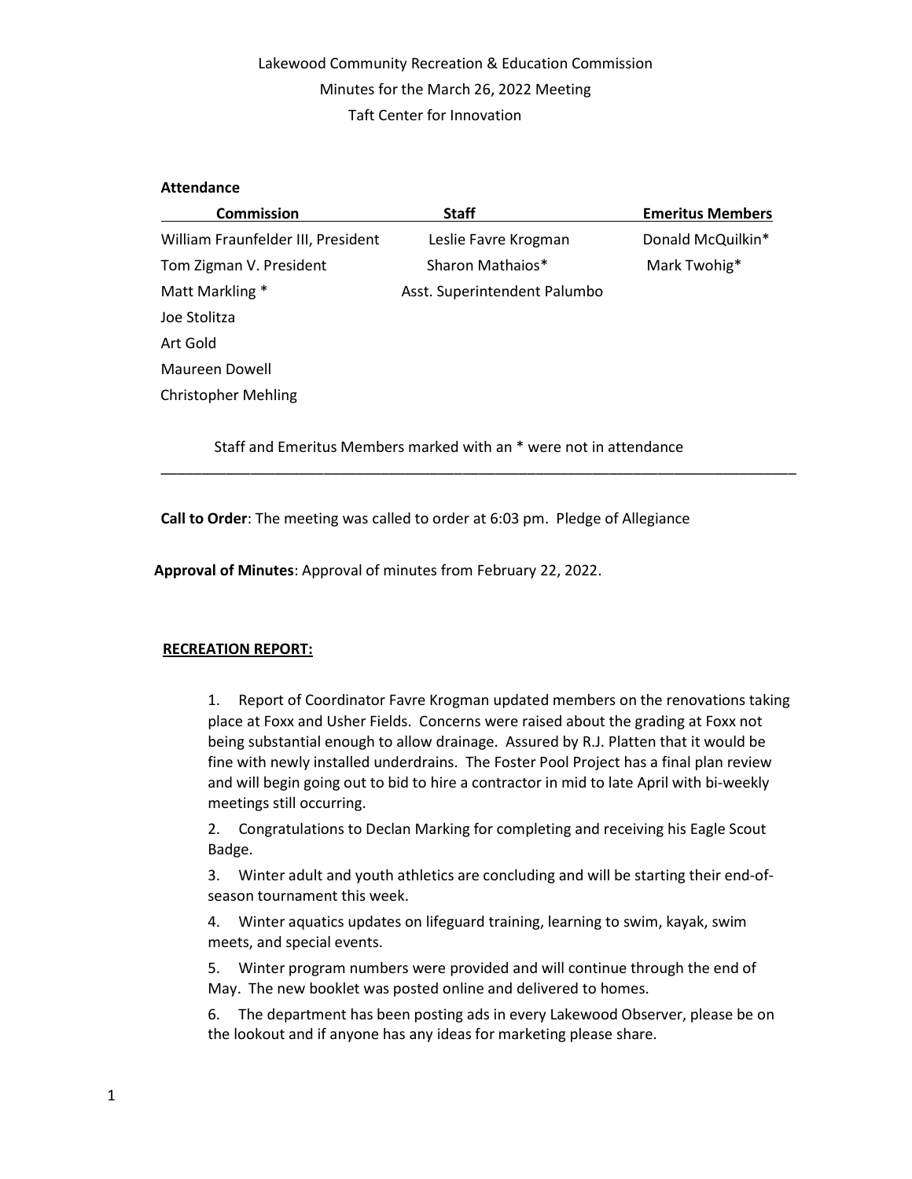Lakewood Community Recreation & Education Commission
Minutes for the March 26, 2022 Meeting
Taft Center for Innovation

**Attendance**

| Commission | Staff | Emeritus Members |
|---|---|---|
| William Fraunfelder III, President | Leslie Favre Krogman | Donald McQuilkin* |
| Tom Zigman V. President | Sharon Mathaios* | Mark Twohig* |
| Matt Markling * | Asst. Superintendent Palumbo | |
| Joe Stolitza | | |
| Art Gold | | |
| Maureen Dowell | | |
| Christopher Mehling | | |

Staff and Emeritus Members marked with an * were not in attendance

---

**Call to Order**: The meeting was called to order at 6:03 pm. Pledge of Allegiance

**Approval of Minutes**: Approval of minutes from February 22, 2022.

**RECREATION REPORT:**

1. Report of Coordinator Favre Krogman updated members on the renovations taking place at Foxx and Usher Fields. Concerns were raised about the grading at Foxx not being substantial enough to allow drainage. Assured by R.J. Platten that it would be fine with newly installed underdrains. The Foster Pool Project has a final plan review and will begin going out to bid to hire a contractor in mid to late April with bi-weekly meetings still occurring.
2. Congratulations to Declan Marking for completing and receiving his Eagle Scout Badge.
3. Winter adult and youth athletics are concluding and will be starting their end-of-season tournament this week.
4. Winter aquatics updates on lifeguard training, learning to swim, kayak, swim meets, and special events.
5. Winter program numbers were provided and will continue through the end of May. The new booklet was posted online and delivered to homes.
6. The department has been posting ads in every Lakewood Observer, please be on the lookout and if anyone has any ideas for marketing please share.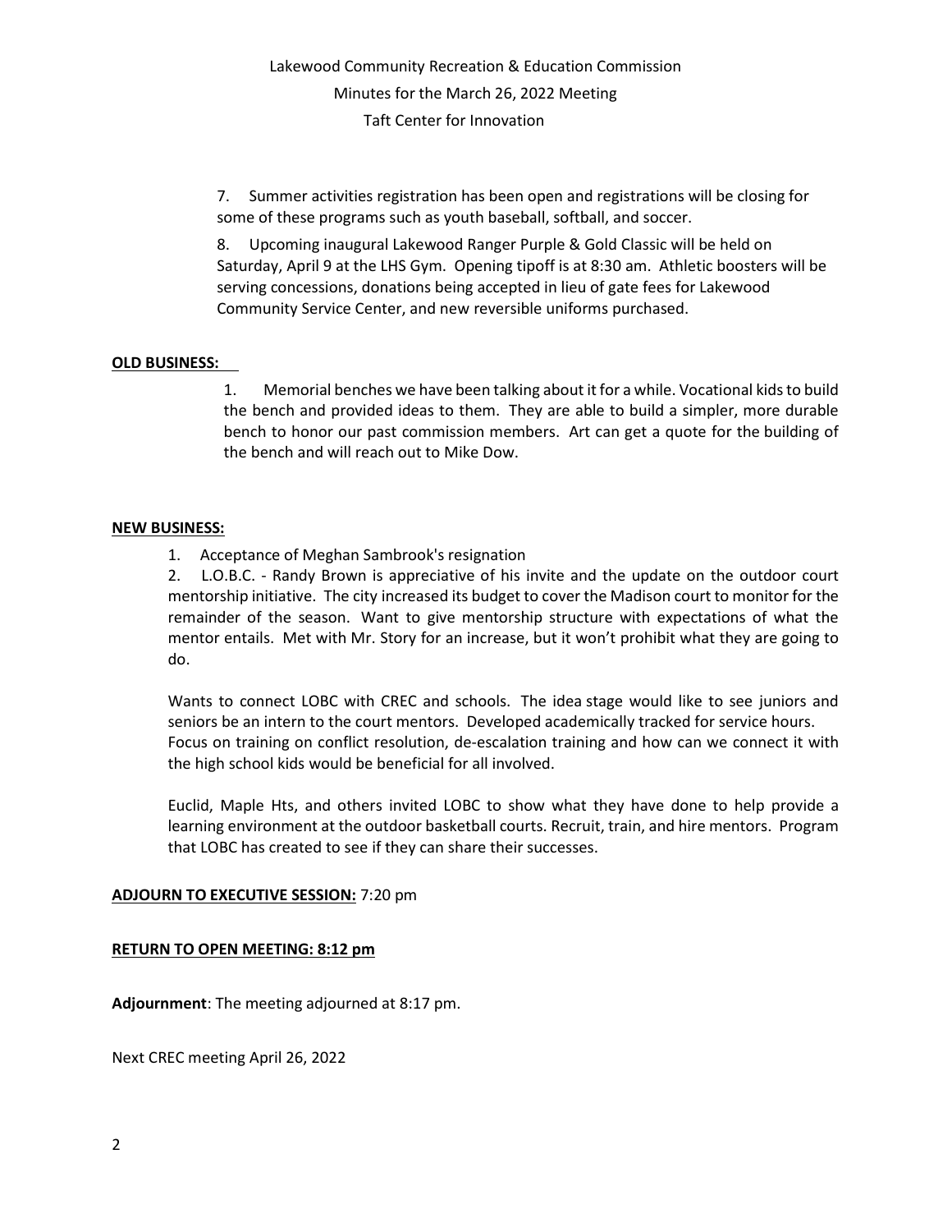Lakewood Community Recreation & Education Commission

Minutes for the March 26, 2022 Meeting

Taft Center for Innovation

7. Summer activities registration has been open and registrations will be closing for some of these programs such as youth baseball, softball, and soccer.

8. Upcoming inaugural Lakewood Ranger Purple & Gold Classic will be held on Saturday, April 9 at the LHS Gym. Opening tipoff is at 8:30 am. Athletic boosters will be serving concessions, donations being accepted in lieu of gate fees for Lakewood Community Service Center, and new reversible uniforms purchased.

**OLD BUSINESS:**

1. Memorial benches we have been talking about it for a while. Vocational kids to build the bench and provided ideas to them. They are able to build a simpler, more durable bench to honor our past commission members. Art can get a quote for the building of the bench and will reach out to Mike Dow.

**NEW BUSINESS:**

1. Acceptance of Meghan Sambrook's resignation
2. L.O.B.C. - Randy Brown is appreciative of his invite and the update on the outdoor court mentorship initiative. The city increased its budget to cover the Madison court to monitor for the remainder of the season. Want to give mentorship structure with expectations of what the mentor entails. Met with Mr. Story for an increase, but it won't prohibit what they are going to do.

   Wants to connect LOBC with CREC and schools. The idea stage would like to see juniors and seniors be an intern to the court mentors. Developed academically tracked for service hours. Focus on training on conflict resolution, de-escalation training and how can we connect it with the high school kids would be beneficial for all involved.

   Euclid, Maple Hts, and others invited LOBC to show what they have done to help provide a learning environment at the outdoor basketball courts. Recruit, train, and hire mentors. Program that LOBC has created to see if they can share their successes.

**ADJOURN TO EXECUTIVE SESSION:** 7:20 pm

**RETURN TO OPEN MEETING: 8:12 pm**

**Adjournment**: The meeting adjourned at 8:17 pm.

Next CREC meeting April 26, 2022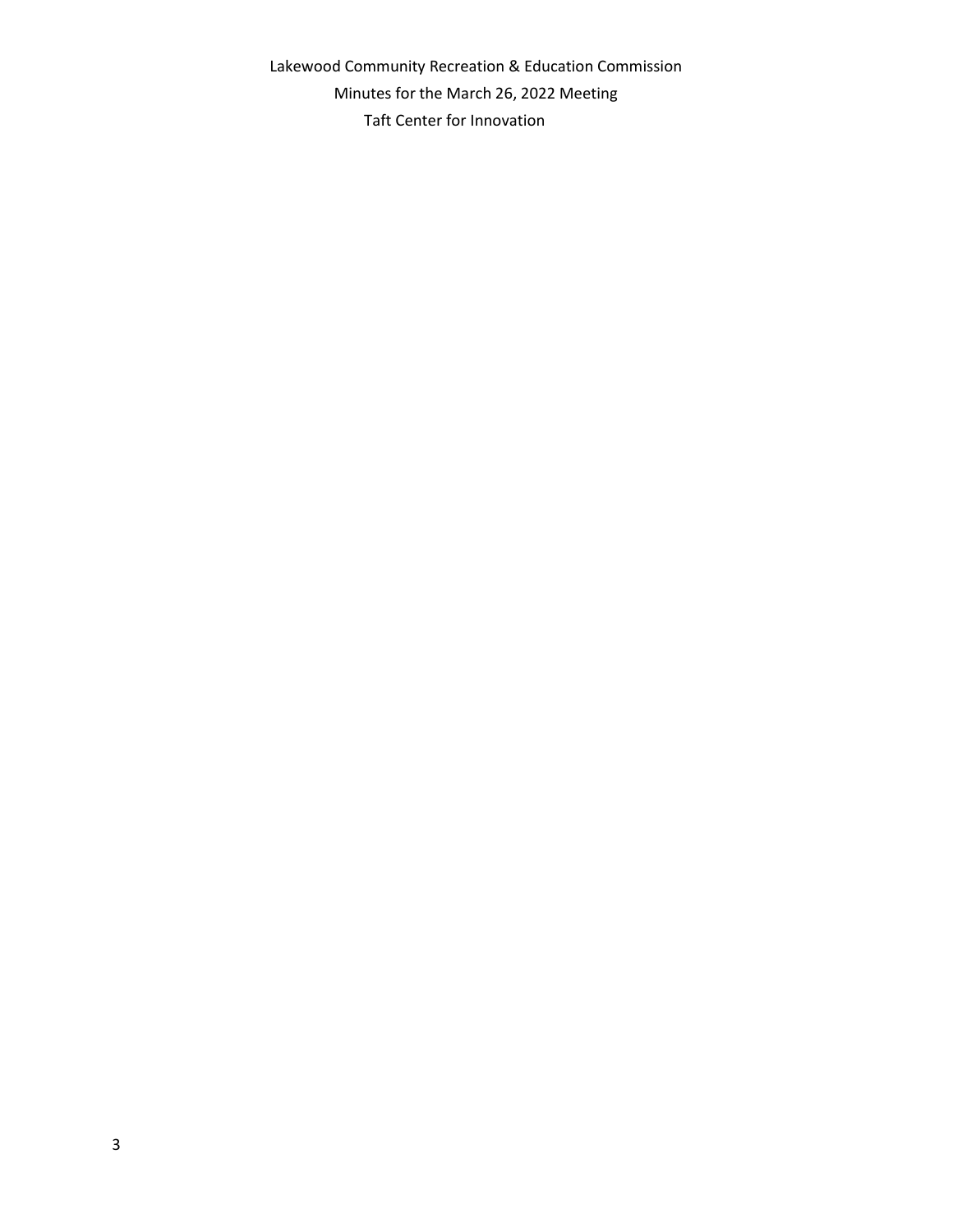Lakewood Community Recreation & Education Commission

Minutes for the March 26, 2022 Meeting

Taft Center for Innovation